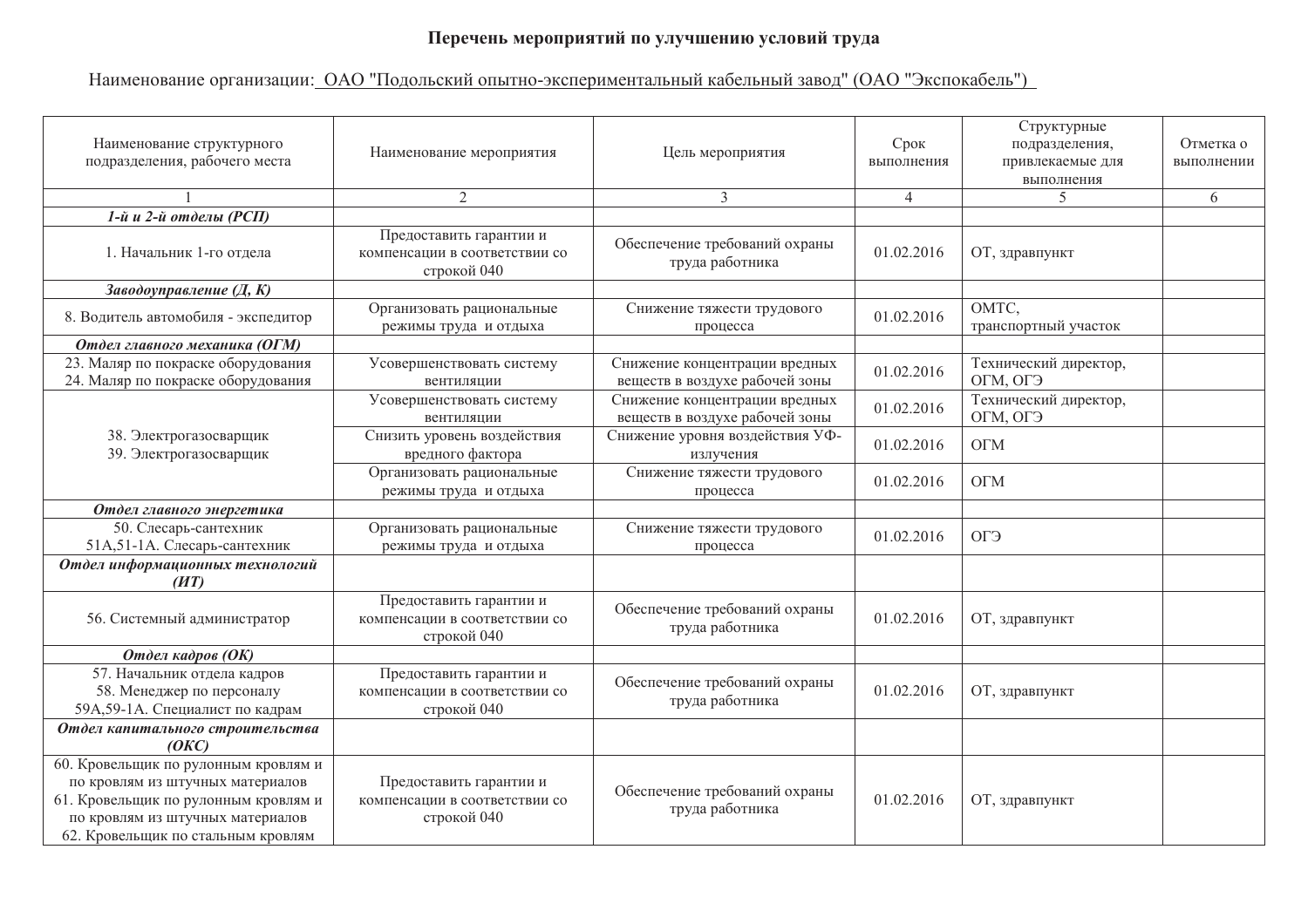**Перечень мероприятий по улучшению условий труда**

Наименование организации: ОАО "Подольский опытно-экспериментальный кабельный завод" (ОАО "Экспокабель")

| Наименование структурного подразделения, рабочего места | Наименование мероприятия | Цель мероприятия | Срок выполнения | Структурные подразделения, привлекаемые для выполнения | Отметка о выполнении |
|---|---|---|---|---|---|
| 1 | 2 | 3 | 4 | 5 | 6 |
| ***1-й и 2-й отделы (РСП)*** | | | | | |
| 1. Начальник 1-го отдела | Предоставить гарантии и компенсации в соответствии со строкой 040 | Обеспечение требований охраны труда работника | 01.02.2016 | ОТ, здравпункт | |
| ***Заводоуправление (Д, К)*** | | | | | |
| 8. Водитель автомобиля - экспедитор | Организовать рациональные режимы труда и отдыха | Снижение тяжести трудового процесса | 01.02.2016 | ОМТС, транспортный участок | |
| ***Отдел главного механика (ОГМ)*** | | | | | |
| 23. Маляр по покраске оборудования<br>24. Маляр по покраске оборудования | Усовершенствовать систему вентиляции | Снижение концентрации вредных веществ в воздухе рабочей зоны | 01.02.2016 | Технический директор, ОГМ, ОГЭ | |
| 38. Электрогазосварщик<br>39. Электрогазосварщик | Усовершенствовать систему вентиляции | Снижение концентрации вредных веществ в воздухе рабочей зоны | 01.02.2016 | Технический директор, ОГМ, ОГЭ | |
| | Снизить уровень воздействия вредного фактора | Снижение уровня воздействия УФ-излучения | 01.02.2016 | ОГМ | |
| | Организовать рациональные режимы труда и отдыха | Снижение тяжести трудового процесса | 01.02.2016 | ОГМ | |
| ***Отдел главного энергетика*** | | | | | |
| 50. Слесарь-сантехник<br>51А,51-1А. Слесарь-сантехник | Организовать рациональные режимы труда и отдыха | Снижение тяжести трудового процесса | 01.02.2016 | ОГЭ | |
| ***Отдел информационных технологий (ИТ)*** | | | | | |
| 56. Системный администратор | Предоставить гарантии и компенсации в соответствии со строкой 040 | Обеспечение требований охраны труда работника | 01.02.2016 | ОТ, здравпункт | |
| ***Отдел кадров (ОК)*** | | | | | |
| 57. Начальник отдела кадров<br>58. Менеджер по персоналу<br>59А,59-1А. Специалист по кадрам | Предоставить гарантии и компенсации в соответствии со строкой 040 | Обеспечение требований охраны труда работника | 01.02.2016 | ОТ, здравпункт | |
| ***Отдел капитального строительства (ОКС)*** | | | | | |
| 60. Кровельщик по рулонным кровлям и по кровлям из штучных материалов<br>61. Кровельщик по рулонным кровлям и по кровлям из штучных материалов<br>62. Кровельщик по стальным кровлям | Предоставить гарантии и компенсации в соответствии со строкой 040 | Обеспечение требований охраны труда работника | 01.02.2016 | ОТ, здравпункт | |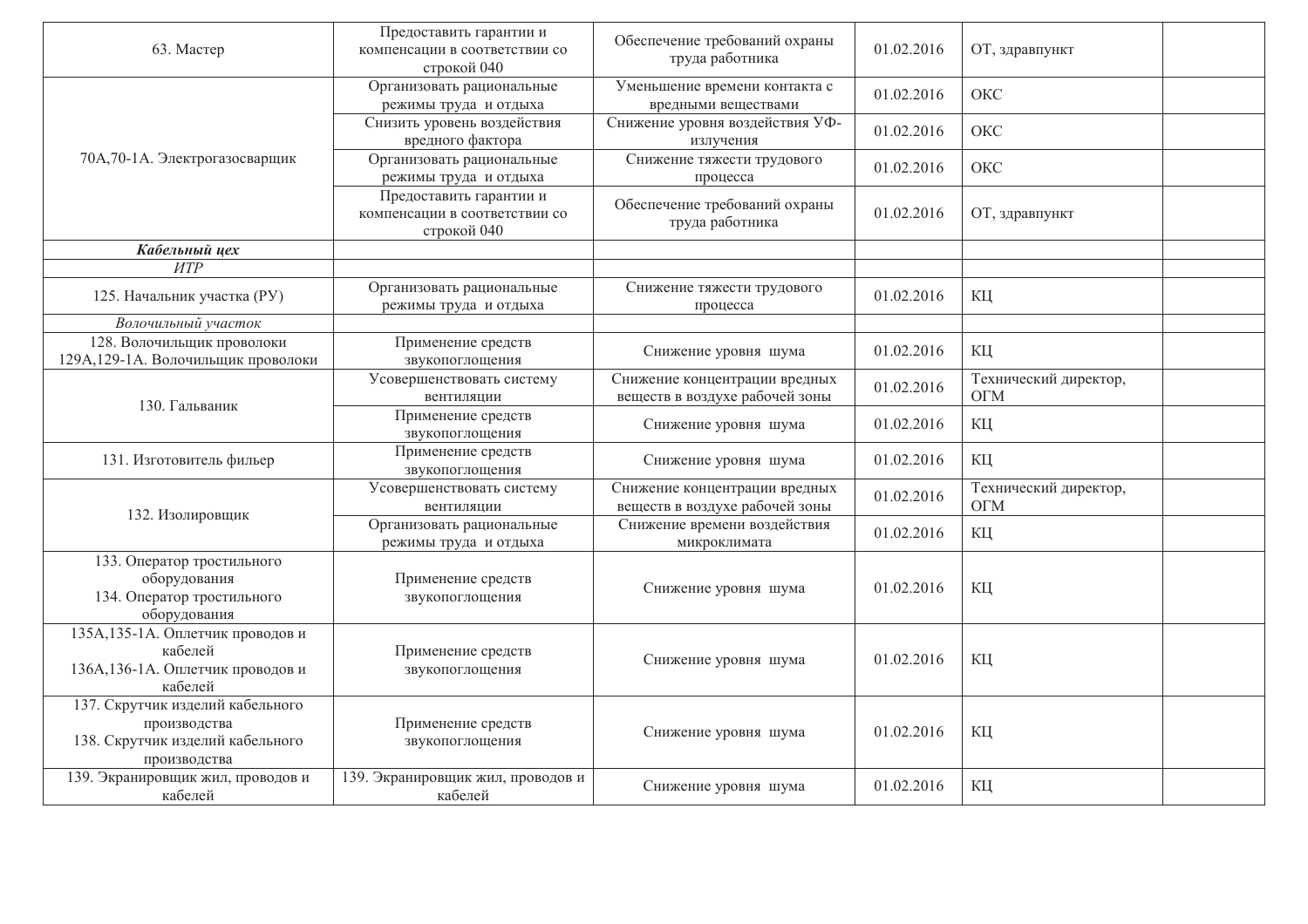| | | | | | |
|---|---|---|---|---|---|
| 63. Мастер | Предоставить гарантии и компенсации в соответствии со строкой 040 | Обеспечение требований охраны труда работника | 01.02.2016 | ОТ, здравпункт | |
| 70А,70-1А. Электрогазосварщик | Организовать рациональные режимы труда и отдыха | Уменьшение времени контакта с вредными веществами | 01.02.2016 | ОКС | |
| | Снизить уровень воздействия вредного фактора | Снижение уровня воздействия УФ-излучения | 01.02.2016 | ОКС | |
| | Организовать рациональные режимы труда и отдыха | Снижение тяжести трудового процесса | 01.02.2016 | ОКС | |
| | Предоставить гарантии и компенсации в соответствии со строкой 040 | Обеспечение требований охраны труда работника | 01.02.2016 | ОТ, здравпункт | |
| ***Кабельный цех*** | | | | | |
| *ИТР* | | | | | |
| 125. Начальник участка (РУ) | Организовать рациональные режимы труда и отдыха | Снижение тяжести трудового процесса | 01.02.2016 | КЦ | |
| *Волочильный участок* | | | | | |
| 128. Волочильщик проволоки 129А,129-1А. Волочильщик проволоки | Применение средств звукопоглощения | Снижение уровня шума | 01.02.2016 | КЦ | |
| 130. Гальваник | Усовершенствовать систему вентиляции | Снижение концентрации вредных веществ в воздухе рабочей зоны | 01.02.2016 | Технический директор, ОГМ | |
| | Применение средств звукопоглощения | Снижение уровня шума | 01.02.2016 | КЦ | |
| 131. Изготовитель фильер | Применение средств звукопоглощения | Снижение уровня шума | 01.02.2016 | КЦ | |
| 132. Изолировщик | Усовершенствовать систему вентиляции | Снижение концентрации вредных веществ в воздухе рабочей зоны | 01.02.2016 | Технический директор, ОГМ | |
| | Организовать рациональные режимы труда и отдыха | Снижение времени воздействия микроклимата | 01.02.2016 | КЦ | |
| 133. Оператор тростильного оборудования 134. Оператор тростильного оборудования | Применение средств звукопоглощения | Снижение уровня шума | 01.02.2016 | КЦ | |
| 135А,135-1А. Оплетчик проводов и кабелей 136А,136-1А. Оплетчик проводов и кабелей | Применение средств звукопоглощения | Снижение уровня шума | 01.02.2016 | КЦ | |
| 137. Скрутчик изделий кабельного производства 138. Скрутчик изделий кабельного производства | Применение средств звукопоглощения | Снижение уровня шума | 01.02.2016 | КЦ | |
| 139. Экранировщик жил, проводов и кабелей | 139. Экранировщик жил, проводов и кабелей | Снижение уровня шума | 01.02.2016 | КЦ | |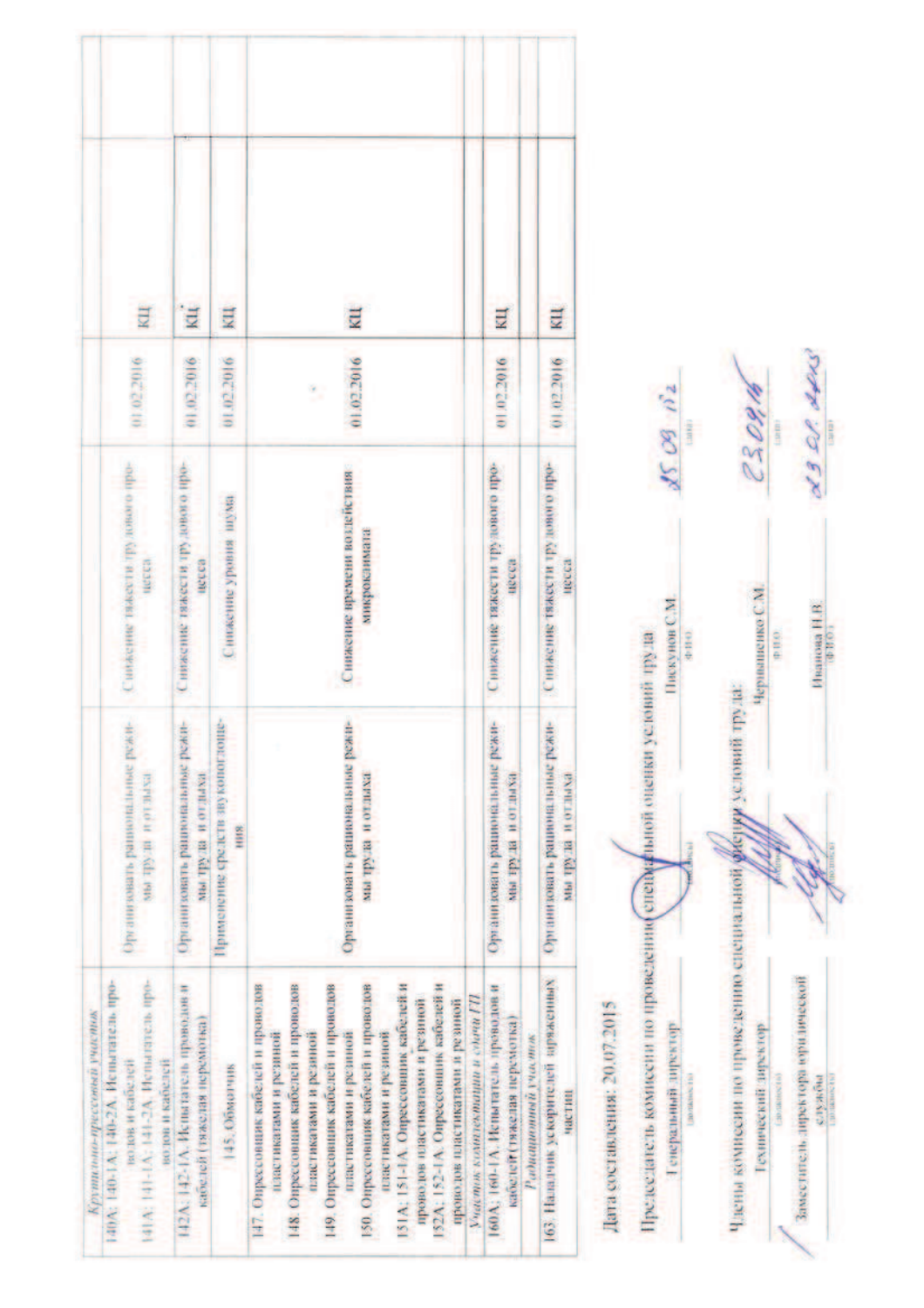| | | | | |
|---|---|---|---|---|
| *Кругильно-прессовый участок* | | | | |
| 140А; 140-1А; 140-2А. Испытатель проводов и кабелей<br>141А; 141-1А; 141-2А. Испытатель проводов и кабелей | Организовать рациональные режимы труда и отдыха | Снижение тяжести трудового процесса | 01.02.2016 | КЦ |
| 142А; 142-1А. Испытатель проводов и кабелей (тяжелая перемотка) | Организовать рациональные режимы труда и отдыха | Снижение тяжести трудового процесса | 01.02.2016 | КЦ |
| 145. Обмотчик | Применение средств звукопоглощения | Снижение уровня шума | 01.02.2016 | КЦ |
| 147. Опрессовщик кабелей и проводов пластиками и резиной<br>148. Опрессовщик кабелей и проводов пластиками и резиной<br>149. Опрессовщик кабелей и проводов пластиками и резиной<br>150. Опрессовщик кабелей и проводов пластиками и резиной<br>151А; 151-1А. Опрессовщик кабелей и проводов пластиками и резиной<br>152А; 152-1А. Опрессовщик кабелей и проводов пластиками и резиной | Организовать рациональные режимы труда и отдыха | Снижение времени воздействия микроклимата | 01.02.2016 | КЦ |
| *Участок комплектации и сдачи ГП* | | | | |
| 160А; 160-1А. Испытатель проводов и кабелей (тяжелая перемотка) | Организовать рациональные режимы труда и отдыха | Снижение тяжести трудового процесса | 01.02.2016 | КЦ |
| *Радиационный участок* | | | | |
| 163. Наладчик ускорителей заряженных частиц | Организовать рациональные режимы труда и отдыха | Снижение тяжести трудового процесса | 01.02.2016 | КЦ |

Дата составления: 20.07.2015

Председатель комиссии по проведению специальной оценки условий труда

| | | | |
|---|---|---|---|
| Генеральный директор | | Пискунов С.М. | 25.09.15г |
| (должность) | (подпись) | (Ф.И.О.) | (дата) |

Члены комиссии по проведению специальной оценки условий труда:

| | | | |
|---|---|---|---|
| Технический директор | | Черныщенко С.М. | 23.09.15 |
| (должность) | (подпись) | (Ф.И.О.) | (дата) |
| Заместитель директора юридической службы | | Иванова Н.В. | 23.09.2015 |
| (должность) | (подпись) | (Ф.И.О.) | (дата) |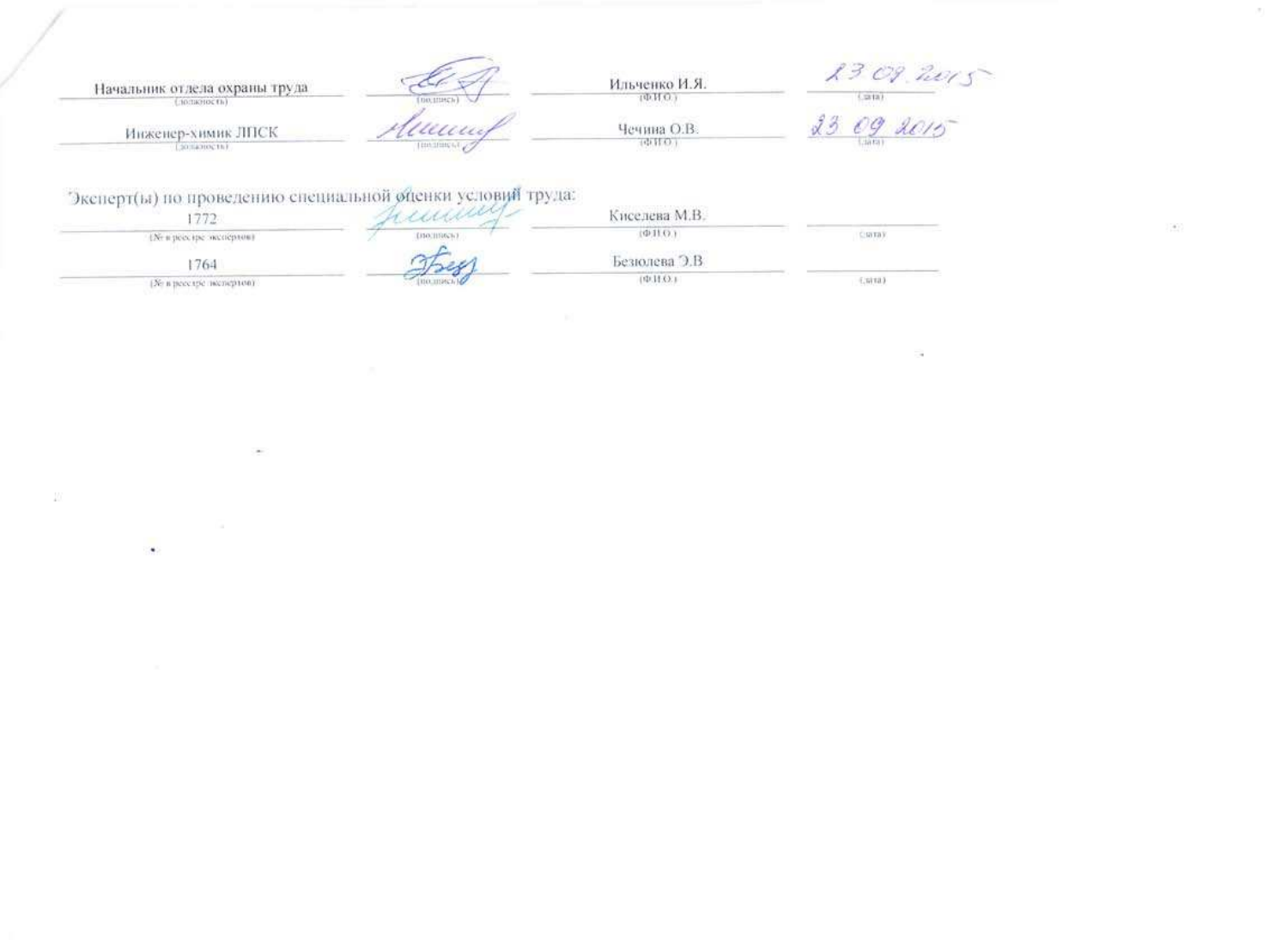| | | | |
|---|---|---|---|
| Начальник отдела охраны труда | | Ильченко И.Я. | 23.09.2015 |
| (должность) | (подпись) | (Ф.И.О.) | (дата) |
| Инженер-химик ЛПСК | | Чечина О.В. | 23.09.2015 |
| (должность) | (подпись) | (Ф.И.О.) | (дата) |

Эксперт(ы) по проведению специальной оценки условий труда:

| | | | |
|---|---|---|---|
| 1772 | | Киселева М.В. | |
| (№ в реестре экспертов) | (подпись) | (Ф.И.О.) | (дата) |
| 1764 | | Безюлева Э.В | |
| (№ в реестре экспертов) | (подпись) | (Ф.И.О.) | (дата) |